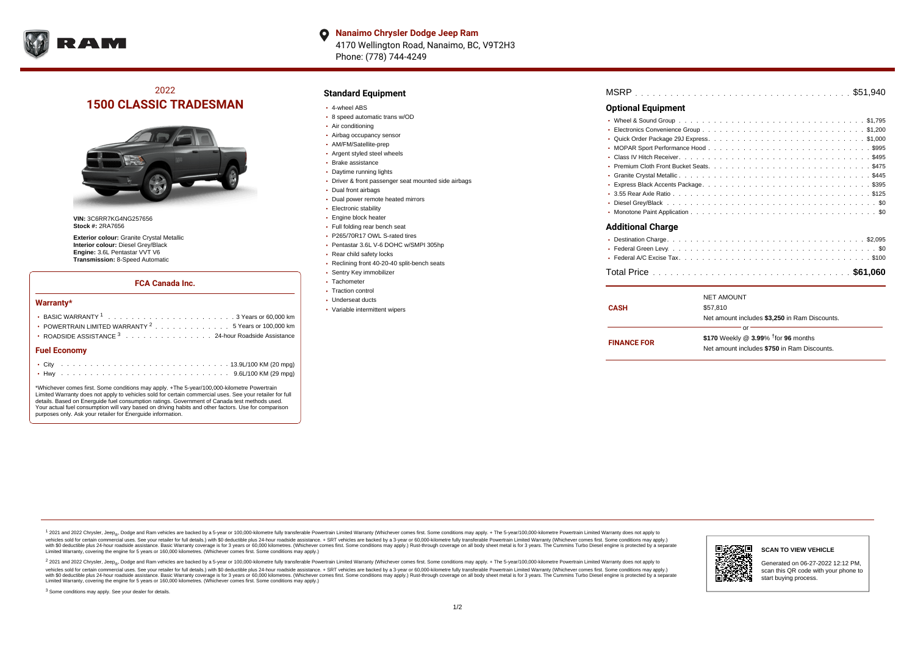**Nanaimo Chrysler Dodge Jeep Ram**
4170 Wellington Road, Nanaimo, BC, V9T2H3
Phone: (778) 744-4249

## 2022
# 1500 CLASSIC TRADESMAN

**VIN:** 3C6RR7KG4NG257656
**Stock #:** 2RA7656

**Exterior colour:** Granite Crystal Metallic
**Interior colour:** Diesel Grey/Black
**Engine:** 3.6L Pentastar VVT V6
**Transmission:** 8-Speed Automatic

### FCA Canada Inc.

#### Warranty*

- BASIC WARRANTY [1] . . . . . . . . . . 3 Years or 60,000 km
- POWERTRAIN LIMITED WARRANTY [2] . . . . . . . . . . 5 Years or 100,000 km
- ROADSIDE ASSISTANCE [3] . . . . . . . . . . 24-hour Roadside Assistance

#### Fuel Economy

- City . . . . . . . . . . 13.9L/100 KM (20 mpg)
- Hwy . . . . . . . . . . 9.6L/100 KM (29 mpg)

*Whichever comes first. Some conditions may apply. +The 5-year/100,000-kilometre Powertrain Limited Warranty does not apply to vehicles sold for certain commercial uses. See your retailer for full details. Based on Energuide fuel consumption ratings. Government of Canada test methods used. Your actual fuel consumption will vary based on driving habits and other factors. Use for comparison purposes only. Ask your retailer for Energuide information.

## Standard Equipment

- 4-wheel ABS
- 8 speed automatic trans w/OD
- Air conditioning
- Airbag occupancy sensor
- AM/FM/Satellite-prep
- Argent styled steel wheels
- Brake assistance
- Daytime running lights
- Driver & front passenger seat mounted side airbags
- Dual front airbags
- Dual power remote heated mirrors
- Electronic stability
- Engine block heater
- Full folding rear bench seat
- P265/70R17 OWL S-rated tires
- Pentastar 3.6L V-6 DOHC w/SMPI 305hp
- Rear child safety locks
- Reclining front 40-20-40 split-bench seats
- Sentry Key immobilizer
- Tachometer
- Traction control
- Underseat ducts
- Variable intermittent wipers

MSRP . . . . . . . . . . $51,940

## Optional Equipment

- Wheel & Sound Group . . . . . . . . . . $1,795
- Electronics Convenience Group . . . . . . . . . . $1,200
- Quick Order Package 29J Express. . . . . . . . . . $1,000
- MOPAR Sport Performance Hood . . . . . . . . . . $995
- Class IV Hitch Receiver. . . . . . . . . . $495
- Premium Cloth Front Bucket Seats. . . . . . . . . . $475
- Granite Crystal Metallic . . . . . . . . . . $445
- Express Black Accents Package. . . . . . . . . . $395
- 3.55 Rear Axle Ratio . . . . . . . . . . $125
- Diesel Grey/Black . . . . . . . . . . $0
- Monotone Paint Application . . . . . . . . . . $0

## Additional Charge

- Destination Charge. . . . . . . . . . $2,095
- Federal Green Levy. . . . . . . . . . $0
- Federal A/C Excise Tax. . . . . . . . . . $100

Total Price . . . . . . . . . . **$61,060**

| | NET AMOUNT |
|---|---|
| **CASH** | $57,810<br>Net amount includes **$3,250** in Ram Discounts. |
| | or |
| **FINANCE FOR** | **$170** Weekly @ **3.99**% †for **96** months<br>Net amount includes **$750** in Ram Discounts. |

[1] 2021 and 2022 Chrysler, Jeep®, Dodge and Ram vehicles are backed by a 5-year or 100,000-kilometre fully transferable Powertrain Limited Warranty (Whichever comes first. Some conditions may apply. + The 5-year/100,000-kilometre Powertrain Limited Warranty does not apply to vehicles sold for certain commercial uses. See your retailer for full details.) with $0 deductible plus 24-hour roadside assistance. + SRT vehicles are backed by a 3-year or 60,000-kilometre fully transferable Powertrain Limited Warranty (Whichever comes first. Some conditions may apply.) with $0 deductible plus 24-hour roadside assistance. Basic Warranty coverage is for 3 years or 60,000 kilometres. (Whichever comes first. Some conditions may apply.) Rust-through coverage on all body sheet metal is for 3 years. The Cummins Turbo Diesel engine is protected by a separate Limited Warranty, covering the engine for 5 years or 160,000 kilometres. (Whichever comes first. Some conditions may apply.)

[2] 2021 and 2022 Chrysler, Jeep®, Dodge and Ram vehicles are backed by a 5-year or 100,000-kilometre fully transferable Powertrain Limited Warranty (Whichever comes first. Some conditions may apply. + The 5-year/100,000-kilometre Powertrain Limited Warranty does not apply to vehicles sold for certain commercial uses. See your retailer for full details.) with $0 deductible plus 24-hour roadside assistance. + SRT vehicles are backed by a 3-year or 60,000-kilometre fully transferable Powertrain Limited Warranty (Whichever comes first. Some conditions may apply.) with $0 deductible plus 24-hour roadside assistance. Basic Warranty coverage is for 3 years or 60,000 kilometres. (Whichever comes first. Some conditions may apply.) Rust-through coverage on all body sheet metal is for 3 years. The Cummins Turbo Diesel engine is protected by a separate Limited Warranty, covering the engine for 5 years or 160,000 kilometres. (Whichever comes first. Some conditions may apply.)

[3] Some conditions may apply. See your dealer for details.

**SCAN TO VIEW VEHICLE**

Generated on 06-27-2022 12:12 PM, scan this QR code with your phone to start buying process.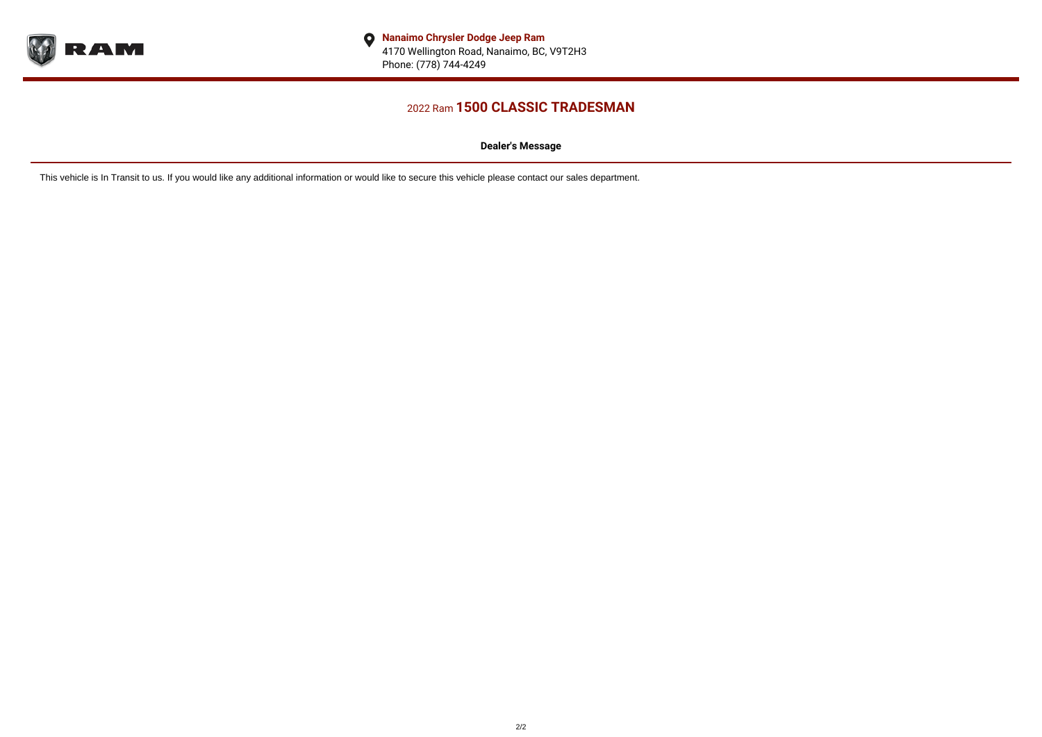**Nanaimo Chrysler Dodge Jeep Ram**
4170 Wellington Road, Nanaimo, BC, V9T2H3
Phone: (778) 744-4249

# 2022 Ram **1500 CLASSIC TRADESMAN**

## Dealer's Message

This vehicle is In Transit to us. If you would like any additional information or would like to secure this vehicle please contact our sales department.